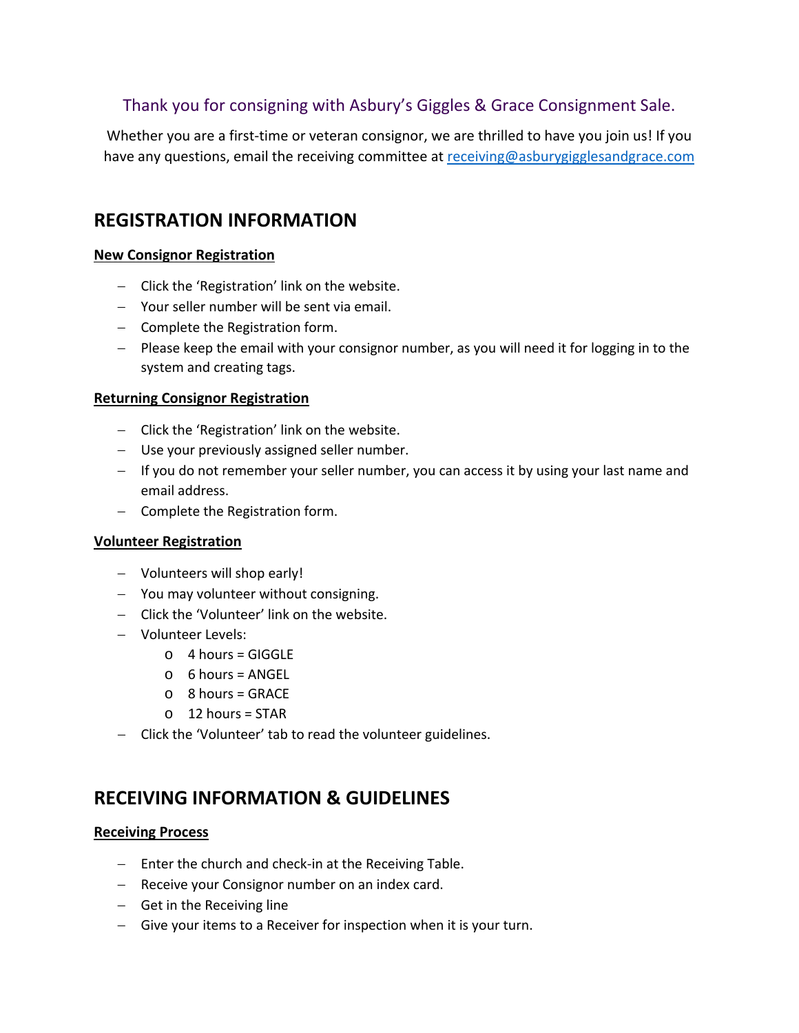Thank you for consigning with Asbury's Giggles & Grace Consignment Sale.

Whether you are a first-time or veteran consignor, we are thrilled to have you join us! If you have any questions, email the receiving committee at receiving@asburygigglesandgrace.com

## REGISTRATION INFORMATION

**New Consignor Registration**

- Click the 'Registration' link on the website.
- Your seller number will be sent via email.
- Complete the Registration form.
- Please keep the email with your consignor number, as you will need it for logging in to the system and creating tags.

**Returning Consignor Registration**

- Click the 'Registration' link on the website.
- Use your previously assigned seller number.
- If you do not remember your seller number, you can access it by using your last name and email address.
- Complete the Registration form.

**Volunteer Registration**

- Volunteers will shop early!
- You may volunteer without consigning.
- Click the 'Volunteer' link on the website.
- Volunteer Levels:
  - 4 hours = GIGGLE
  - 6 hours = ANGEL
  - 8 hours = GRACE
  - 12 hours = STAR
- Click the 'Volunteer' tab to read the volunteer guidelines.

## RECEIVING INFORMATION & GUIDELINES

**Receiving Process**

- Enter the church and check-in at the Receiving Table.
- Receive your Consignor number on an index card.
- Get in the Receiving line
- Give your items to a Receiver for inspection when it is your turn.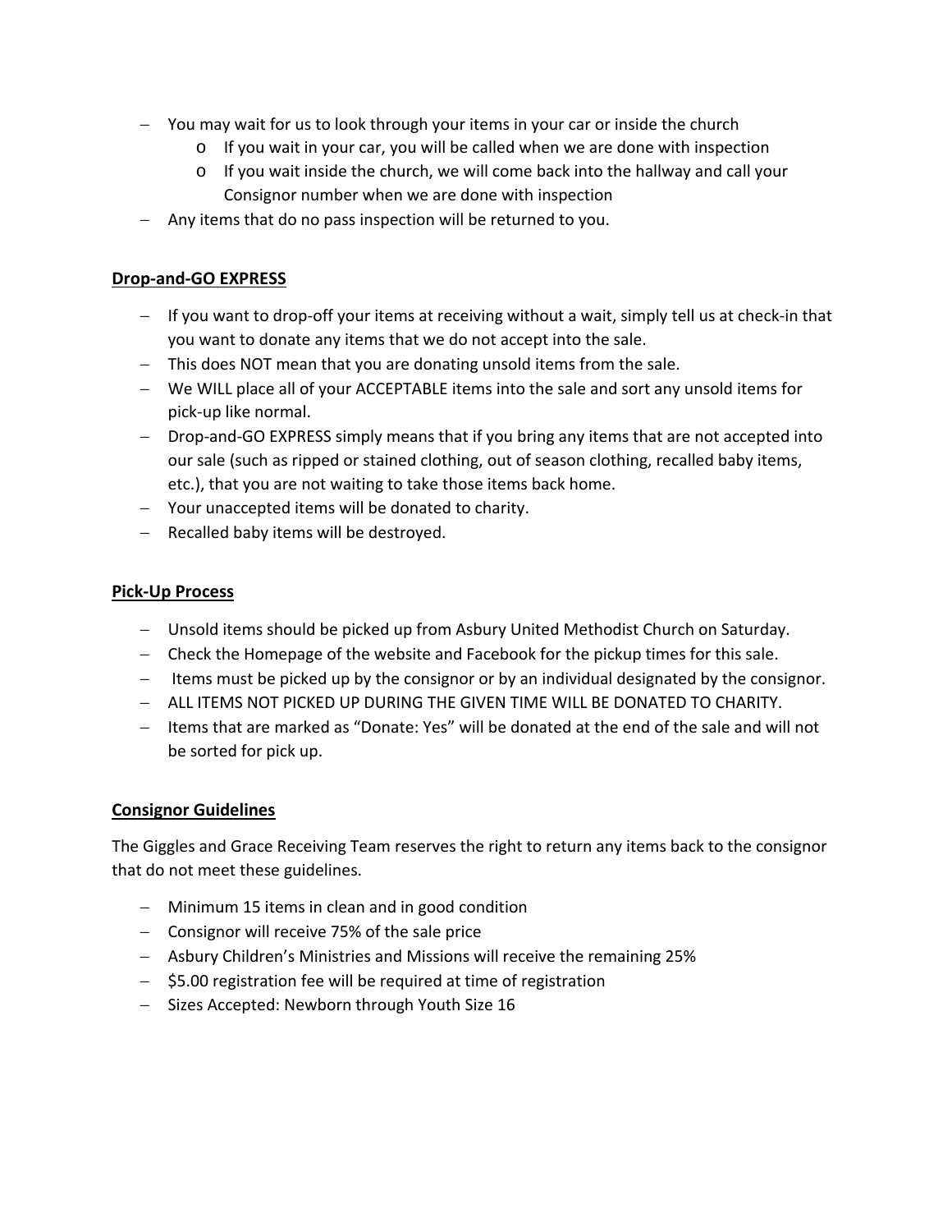- You may wait for us to look through your items in your car or inside the church
  - If you wait in your car, you will be called when we are done with inspection
  - If you wait inside the church, we will come back into the hallway and call your Consignor number when we are done with inspection
- Any items that do no pass inspection will be returned to you.

**Drop-and-GO EXPRESS**

- If you want to drop-off your items at receiving without a wait, simply tell us at check-in that you want to donate any items that we do not accept into the sale.
- This does NOT mean that you are donating unsold items from the sale.
- We WILL place all of your ACCEPTABLE items into the sale and sort any unsold items for pick-up like normal.
- Drop-and-GO EXPRESS simply means that if you bring any items that are not accepted into our sale (such as ripped or stained clothing, out of season clothing, recalled baby items, etc.), that you are not waiting to take those items back home.
- Your unaccepted items will be donated to charity.
- Recalled baby items will be destroyed.

**Pick-Up Process**

- Unsold items should be picked up from Asbury United Methodist Church on Saturday.
- Check the Homepage of the website and Facebook for the pickup times for this sale.
- Items must be picked up by the consignor or by an individual designated by the consignor.
- ALL ITEMS NOT PICKED UP DURING THE GIVEN TIME WILL BE DONATED TO CHARITY.
- Items that are marked as "Donate: Yes" will be donated at the end of the sale and will not be sorted for pick up.

**Consignor Guidelines**

The Giggles and Grace Receiving Team reserves the right to return any items back to the consignor that do not meet these guidelines.

- Minimum 15 items in clean and in good condition
- Consignor will receive 75% of the sale price
- Asbury Children's Ministries and Missions will receive the remaining 25%
- $5.00 registration fee will be required at time of registration
- Sizes Accepted: Newborn through Youth Size 16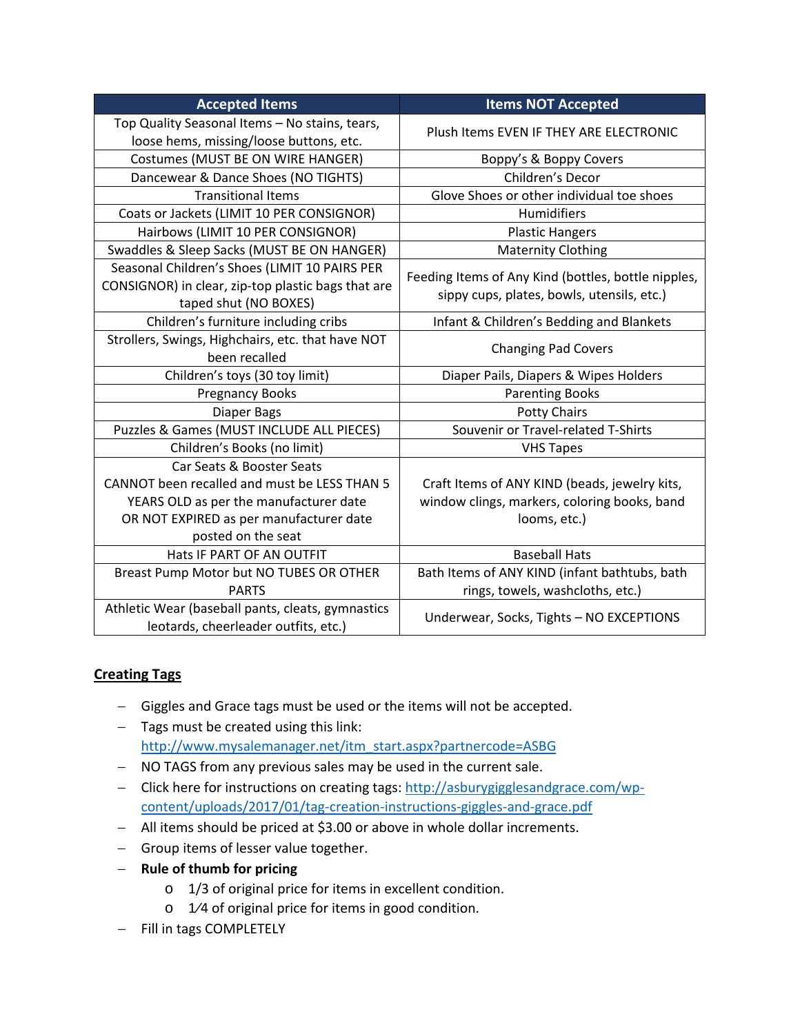| Accepted Items | Items NOT Accepted |
|---|---|
| Top Quality Seasonal Items – No stains, tears, loose hems, missing/loose buttons, etc. | Plush Items EVEN IF THEY ARE ELECTRONIC |
| Costumes (MUST BE ON WIRE HANGER) | Boppy's & Boppy Covers |
| Dancewear & Dance Shoes (NO TIGHTS) | Children's Decor |
| Transitional Items | Glove Shoes or other individual toe shoes |
| Coats or Jackets (LIMIT 10 PER CONSIGNOR) | Humidifiers |
| Hairbows (LIMIT 10 PER CONSIGNOR) | Plastic Hangers |
| Swaddles & Sleep Sacks (MUST BE ON HANGER) | Maternity Clothing |
| Seasonal Children's Shoes (LIMIT 10 PAIRS PER CONSIGNOR) in clear, zip-top plastic bags that are taped shut (NO BOXES) | Feeding Items of Any Kind (bottles, bottle nipples, sippy cups, plates, bowls, utensils, etc.) |
| Children's furniture including cribs | Infant & Children's Bedding and Blankets |
| Strollers, Swings, Highchairs, etc. that have NOT been recalled | Changing Pad Covers |
| Children's toys (30 toy limit) | Diaper Pails, Diapers & Wipes Holders |
| Pregnancy Books | Parenting Books |
| Diaper Bags | Potty Chairs |
| Puzzles & Games (MUST INCLUDE ALL PIECES) | Souvenir or Travel-related T-Shirts |
| Children's Books (no limit) | VHS Tapes |
| Car Seats & Booster Seats CANNOT been recalled and must be LESS THAN 5 YEARS OLD as per the manufacturer date OR NOT EXPIRED as per manufacturer date posted on the seat | Craft Items of ANY KIND (beads, jewelry kits, window clings, markers, coloring books, band looms, etc.) |
| Hats IF PART OF AN OUTFIT | Baseball Hats |
| Breast Pump Motor but NO TUBES OR OTHER PARTS | Bath Items of ANY KIND (infant bathtubs, bath rings, towels, washcloths, etc.) |
| Athletic Wear (baseball pants, cleats, gymnastics leotards, cheerleader outfits, etc.) | Underwear, Socks, Tights – NO EXCEPTIONS |

## Creating Tags

- Giggles and Grace tags must be used or the items will not be accepted.
- Tags must be created using this link: http://www.mysalemanager.net/itm_start.aspx?partnercode=ASBG
- NO TAGS from any previous sales may be used in the current sale.
- Click here for instructions on creating tags: http://asburygigglesandgrace.com/wp-content/uploads/2017/01/tag-creation-instructions-giggles-and-grace.pdf
- All items should be priced at $3.00 or above in whole dollar increments.
- Group items of lesser value together.
- **Rule of thumb for pricing**
  - 1/3 of original price for items in excellent condition.
  - 1⁄4 of original price for items in good condition.
- Fill in tags COMPLETELY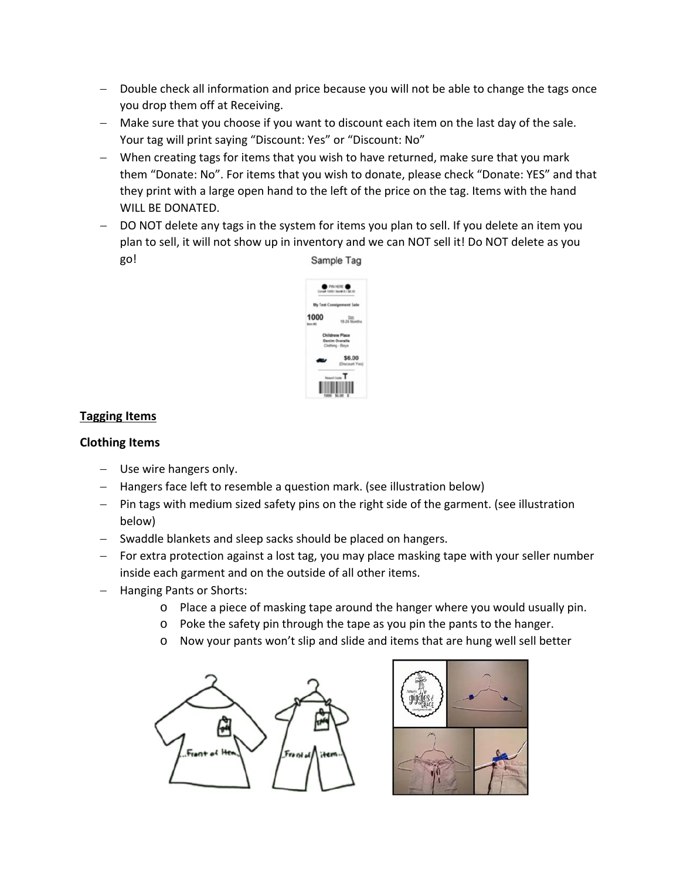- Double check all information and price because you will not be able to change the tags once you drop them off at Receiving.
- Make sure that you choose if you want to discount each item on the last day of the sale. Your tag will print saying “Discount: Yes” or “Discount: No”
- When creating tags for items that you wish to have returned, make sure that you mark them “Donate: No”. For items that you wish to donate, please check “Donate: YES” and that they print with a large open hand to the left of the price on the tag. Items with the hand WILL BE DONATED.
- DO NOT delete any tags in the system for items you plan to sell. If you delete an item you plan to sell, it will not show up in inventory and we can NOT sell it! Do NOT delete as you go!

Sample Tag

## Tagging Items

### Clothing Items

- Use wire hangers only.
- Hangers face left to resemble a question mark. (see illustration below)
- Pin tags with medium sized safety pins on the right side of the garment. (see illustration below)
- Swaddle blankets and sleep sacks should be placed on hangers.
- For extra protection against a lost tag, you may place masking tape with your seller number inside each garment and on the outside of all other items.
- Hanging Pants or Shorts:
  - Place a piece of masking tape around the hanger where you would usually pin.
  - Poke the safety pin through the tape as you pin the pants to the hanger.
  - Now your pants won’t slip and slide and items that are hung well sell better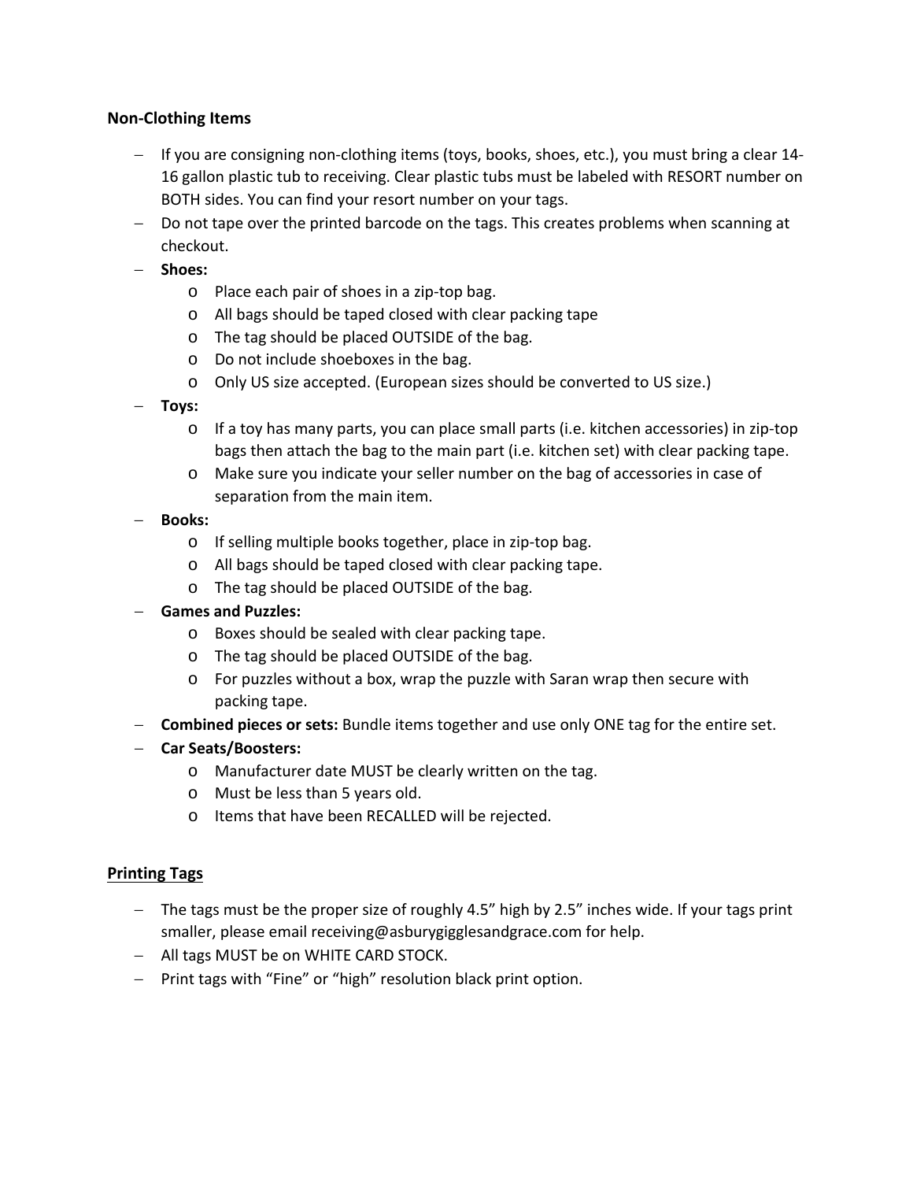**Non-Clothing Items**

- If you are consigning non-clothing items (toys, books, shoes, etc.), you must bring a clear 14-16 gallon plastic tub to receiving. Clear plastic tubs must be labeled with RESORT number on BOTH sides. You can find your resort number on your tags.
- Do not tape over the printed barcode on the tags. This creates problems when scanning at checkout.
- **Shoes:**
  - Place each pair of shoes in a zip-top bag.
  - All bags should be taped closed with clear packing tape
  - The tag should be placed OUTSIDE of the bag.
  - Do not include shoeboxes in the bag.
  - Only US size accepted. (European sizes should be converted to US size.)
- **Toys:**
  - If a toy has many parts, you can place small parts (i.e. kitchen accessories) in zip-top bags then attach the bag to the main part (i.e. kitchen set) with clear packing tape.
  - Make sure you indicate your seller number on the bag of accessories in case of separation from the main item.
- **Books:**
  - If selling multiple books together, place in zip-top bag.
  - All bags should be taped closed with clear packing tape.
  - The tag should be placed OUTSIDE of the bag.
- **Games and Puzzles:**
  - Boxes should be sealed with clear packing tape.
  - The tag should be placed OUTSIDE of the bag.
  - For puzzles without a box, wrap the puzzle with Saran wrap then secure with packing tape.
- **Combined pieces or sets:** Bundle items together and use only ONE tag for the entire set.
- **Car Seats/Boosters:**
  - Manufacturer date MUST be clearly written on the tag.
  - Must be less than 5 years old.
  - Items that have been RECALLED will be rejected.

**Printing Tags**

- The tags must be the proper size of roughly 4.5" high by 2.5" inches wide. If your tags print smaller, please email receiving@asburygigglesandgrace.com for help.
- All tags MUST be on WHITE CARD STOCK.
- Print tags with "Fine" or "high" resolution black print option.